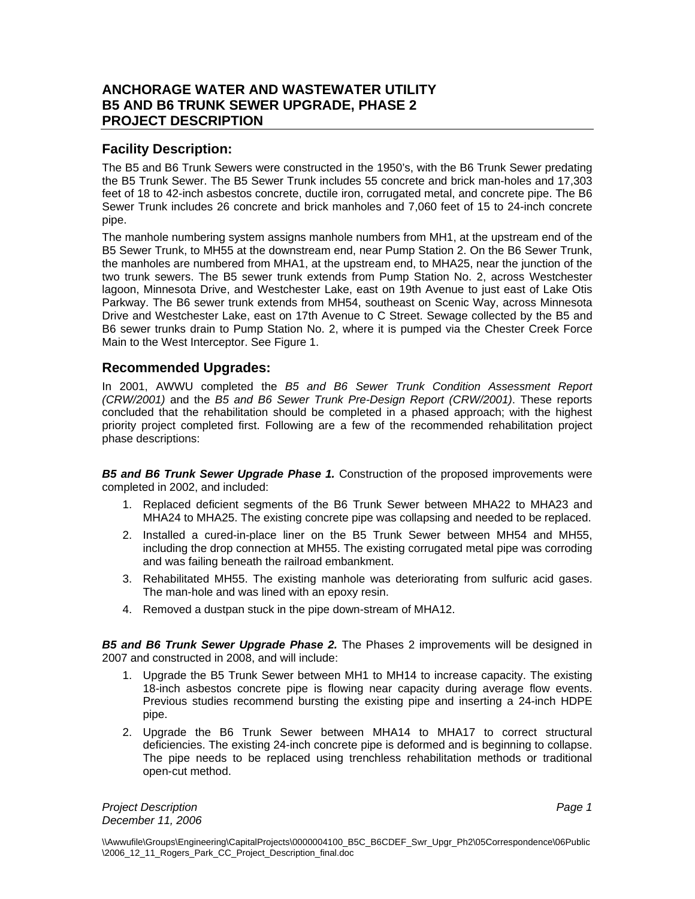# ANCHORAGE WATER AND WASTEWATER UTILITY
# B5 AND B6 TRUNK SEWER UPGRADE, PHASE 2
# PROJECT DESCRIPTION

## Facility Description:

The B5 and B6 Trunk Sewers were constructed in the 1950's, with the B6 Trunk Sewer predating the B5 Trunk Sewer. The B5 Sewer Trunk includes 55 concrete and brick man-holes and 17,303 feet of 18 to 42-inch asbestos concrete, ductile iron, corrugated metal, and concrete pipe. The B6 Sewer Trunk includes 26 concrete and brick manholes and 7,060 feet of 15 to 24-inch concrete pipe.

The manhole numbering system assigns manhole numbers from MH1, at the upstream end of the B5 Sewer Trunk, to MH55 at the downstream end, near Pump Station 2. On the B6 Sewer Trunk, the manholes are numbered from MHA1, at the upstream end, to MHA25, near the junction of the two trunk sewers. The B5 sewer trunk extends from Pump Station No. 2, across Westchester lagoon, Minnesota Drive, and Westchester Lake, east on 19th Avenue to just east of Lake Otis Parkway. The B6 sewer trunk extends from MH54, southeast on Scenic Way, across Minnesota Drive and Westchester Lake, east on 17th Avenue to C Street. Sewage collected by the B5 and B6 sewer trunks drain to Pump Station No. 2, where it is pumped via the Chester Creek Force Main to the West Interceptor. See Figure 1.

## Recommended Upgrades:

In 2001, AWWU completed the *B5 and B6 Sewer Trunk Condition Assessment Report (CRW/2001)* and the *B5 and B6 Sewer Trunk Pre-Design Report (CRW/2001)*. These reports concluded that the rehabilitation should be completed in a phased approach; with the highest priority project completed first. Following are a few of the recommended rehabilitation project phase descriptions:

***B5 and B6 Trunk Sewer Upgrade Phase 1.*** Construction of the proposed improvements were completed in 2002, and included:

1. Replaced deficient segments of the B6 Trunk Sewer between MHA22 to MHA23 and MHA24 to MHA25. The existing concrete pipe was collapsing and needed to be replaced.
2. Installed a cured-in-place liner on the B5 Trunk Sewer between MH54 and MH55, including the drop connection at MH55. The existing corrugated metal pipe was corroding and was failing beneath the railroad embankment.
3. Rehabilitated MH55. The existing manhole was deteriorating from sulfuric acid gases. The man-hole and was lined with an epoxy resin.
4. Removed a dustpan stuck in the pipe down-stream of MHA12.

***B5 and B6 Trunk Sewer Upgrade Phase 2.*** The Phases 2 improvements will be designed in 2007 and constructed in 2008, and will include:

1. Upgrade the B5 Trunk Sewer between MH1 to MH14 to increase capacity. The existing 18-inch asbestos concrete pipe is flowing near capacity during average flow events. Previous studies recommend bursting the existing pipe and inserting a 24-inch HDPE pipe.
2. Upgrade the B6 Trunk Sewer between MHA14 to MHA17 to correct structural deficiencies. The existing 24-inch concrete pipe is deformed and is beginning to collapse. The pipe needs to be replaced using trenchless rehabilitation methods or traditional open-cut method.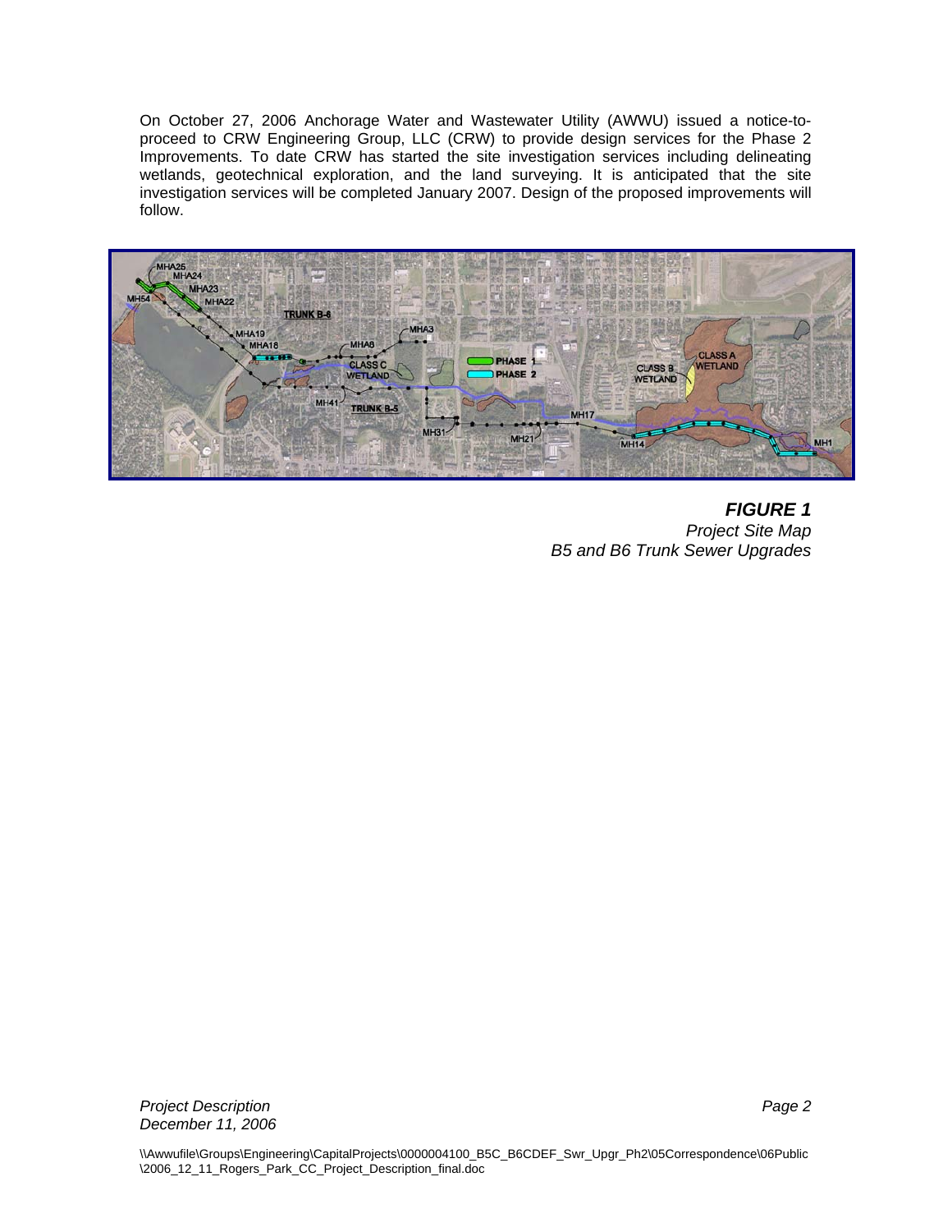On October 27, 2006 Anchorage Water and Wastewater Utility (AWWU) issued a notice-to-proceed to CRW Engineering Group, LLC (CRW) to provide design services for the Phase 2 Improvements. To date CRW has started the site investigation services including delineating wetlands, geotechnical exploration, and the land surveying. It is anticipated that the site investigation services will be completed January 2007. Design of the proposed improvements will follow.

MHA25
MHA24
MHA23
MHA22
MH54
TRUNK B-6
MHA3
MHA19
MHA18
MHA8
CLASS C WETLAND
PHASE 1
PHASE 2
CLASS A WETLAND
CLASS B WETLAND
MH41
TRUNK B-5
MH17
MH31
MH21
MH14
MH1

***FIGURE 1***
*Project Site Map*
*B5 and B6 Trunk Sewer Upgrades*